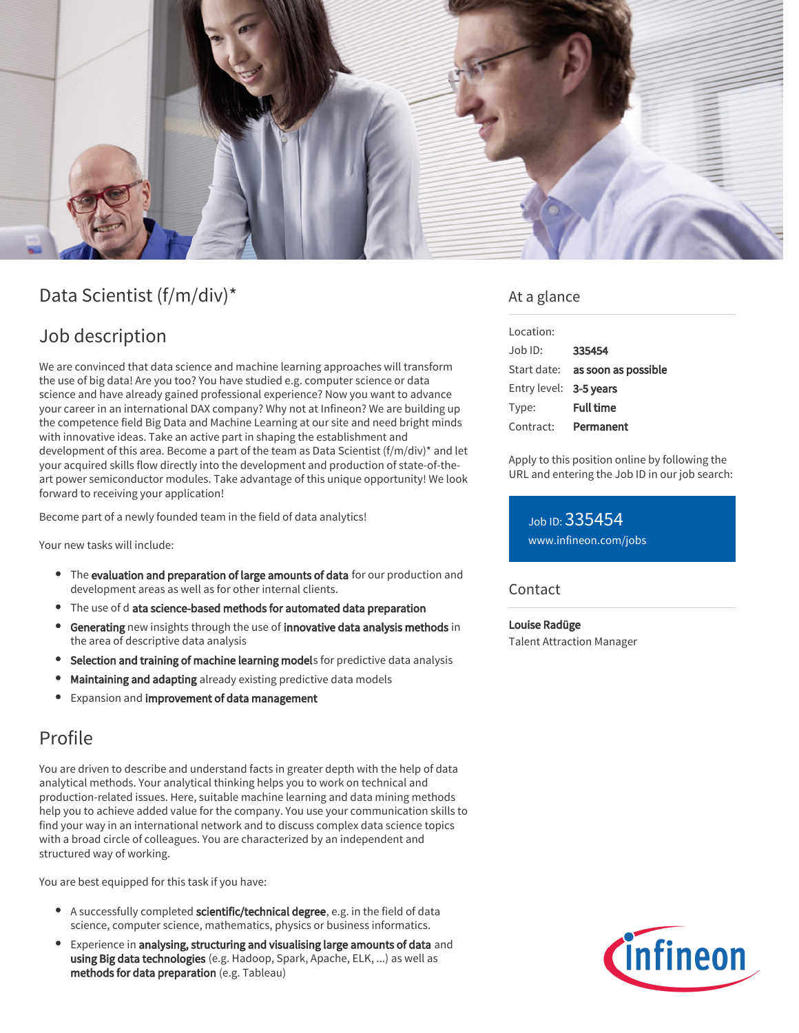# Data Scientist (f/m/div)*

## Job description

We are convinced that data science and machine learning approaches will transform the use of big data! Are you too? You have studied e.g. computer science or data science and have already gained professional experience? Now you want to advance your career in an international DAX company? Why not at Infineon? We are building up the competence field Big Data and Machine Learning at our site and need bright minds with innovative ideas. Take an active part in shaping the establishment and development of this area. Become a part of the team as Data Scientist (f/m/div)* and let your acquired skills flow directly into the development and production of state-of-the-art power semiconductor modules. Take advantage of this unique opportunity! We look forward to receiving your application!

Become part of a newly founded team in the field of data analytics!

Your new tasks will include:

- The **evaluation and preparation of large amounts of data** for our production and development areas as well as for other internal clients.
- The use of d **ata science-based methods for automated data preparation**
- **Generating** new insights through the use of **innovative data analysis methods** in the area of descriptive data analysis
- **Selection and training of machine learning model**s for predictive data analysis
- **Maintaining and adapting** already existing predictive data models
- Expansion and **improvement of data management**

## Profile

You are driven to describe and understand facts in greater depth with the help of data analytical methods. Your analytical thinking helps you to work on technical and production-related issues. Here, suitable machine learning and data mining methods help you to achieve added value for the company. You use your communication skills to find your way in an international network and to discuss complex data science topics with a broad circle of colleagues. You are characterized by an independent and structured way of working.

You are best equipped for this task if you have:

- A successfully completed **scientific/technical degree**, e.g. in the field of data science, computer science, mathematics, physics or business informatics.
- Experience in **analysing, structuring and visualising large amounts of data** and **using Big data technologies** (e.g. Hadoop, Spark, Apache, ELK, ...) as well as **methods for data preparation** (e.g. Tableau)

## At a glance

| | |
|---|---|
| Location: | |
| Job ID: | **335454** |
| Start date: | **as soon as possible** |
| Entry level: | **3-5 years** |
| Type: | **Full time** |
| Contract: | **Permanent** |

Apply to this position online by following the URL and entering the Job ID in our job search:

Job ID: 335454
www.infineon.com/jobs

## Contact

**Louise Radüge**
Talent Attraction Manager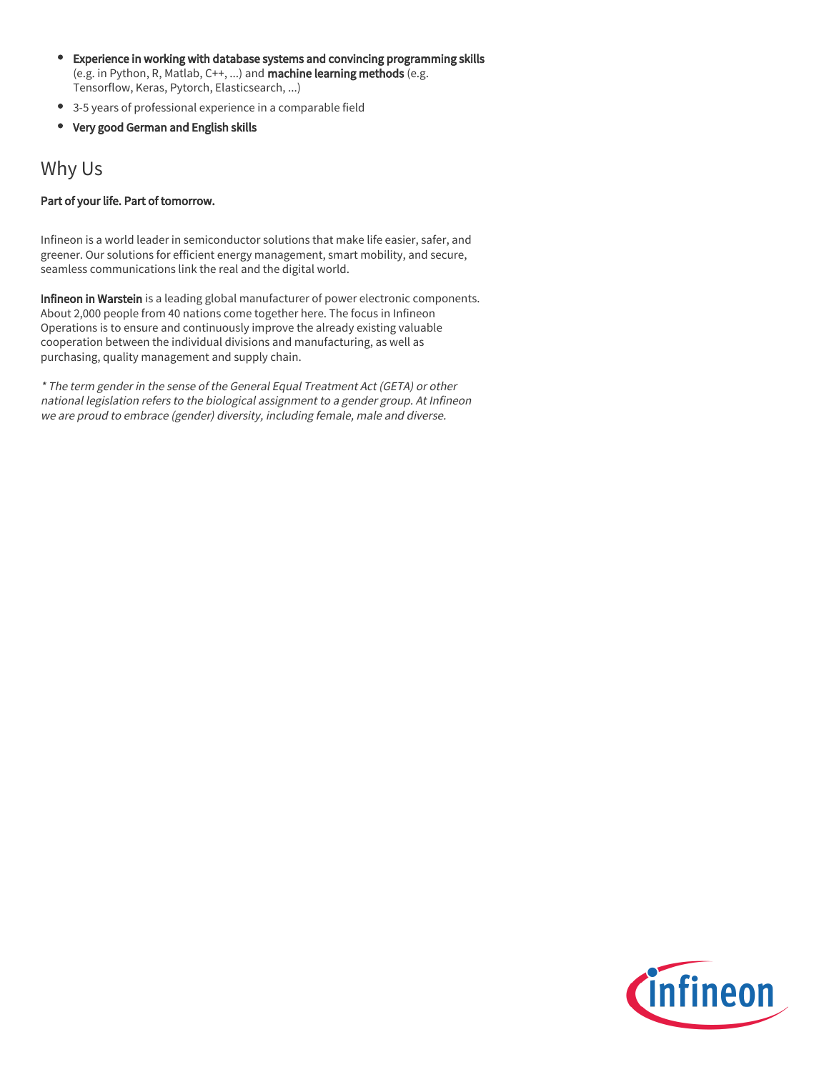- **Experience in working with database systems and convincing programming skills** (e.g. in Python, R, Matlab, C++, ...) and **machine learning methods** (e.g. Tensorflow, Keras, Pytorch, Elasticsearch, ...)
- 3-5 years of professional experience in a comparable field
- **Very good German and English skills**

## Why Us

**Part of your life. Part of tomorrow.**

Infineon is a world leader in semiconductor solutions that make life easier, safer, and greener. Our solutions for efficient energy management, smart mobility, and secure, seamless communications link the real and the digital world.

**Infineon in Warstein** is a leading global manufacturer of power electronic components. About 2,000 people from 40 nations come together here. The focus in Infineon Operations is to ensure and continuously improve the already existing valuable cooperation between the individual divisions and manufacturing, as well as purchasing, quality management and supply chain.

*\* The term gender in the sense of the General Equal Treatment Act (GETA) or other national legislation refers to the biological assignment to a gender group. At Infineon we are proud to embrace (gender) diversity, including female, male and diverse.*